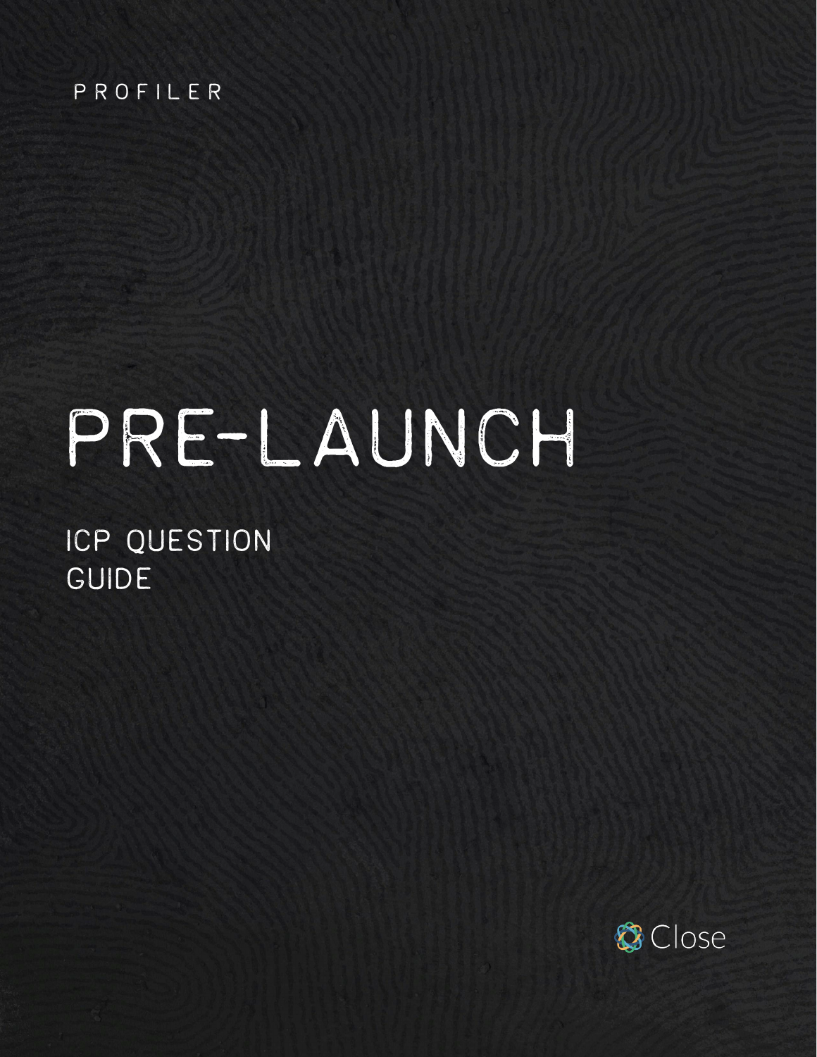PROFILER

# PRE-LAUNCH

## ICP QUESTION GUIDE

Close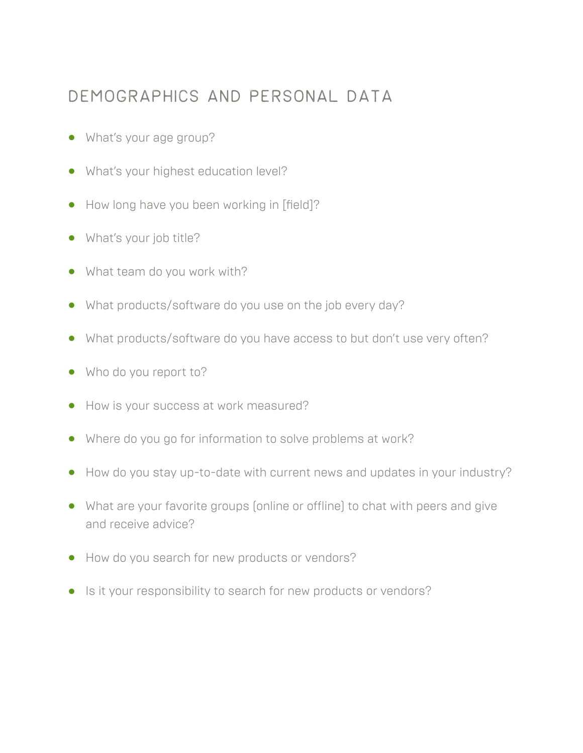## Demographics and Personal Data

- What's your age group?
- What's your highest education level?
- How long have you been working in [field]?
- What's your job title?
- What team do you work with?
- What products/software do you use on the job every day?
- What products/software do you have access to but don't use very often?
- Who do you report to?
- How is your success at work measured?
- Where do you go for information to solve problems at work?
- How do you stay up-to-date with current news and updates in your industry?
- What are your favorite groups (online or offline) to chat with peers and give and receive advice?
- How do you search for new products or vendors?
- Is it your responsibility to search for new products or vendors?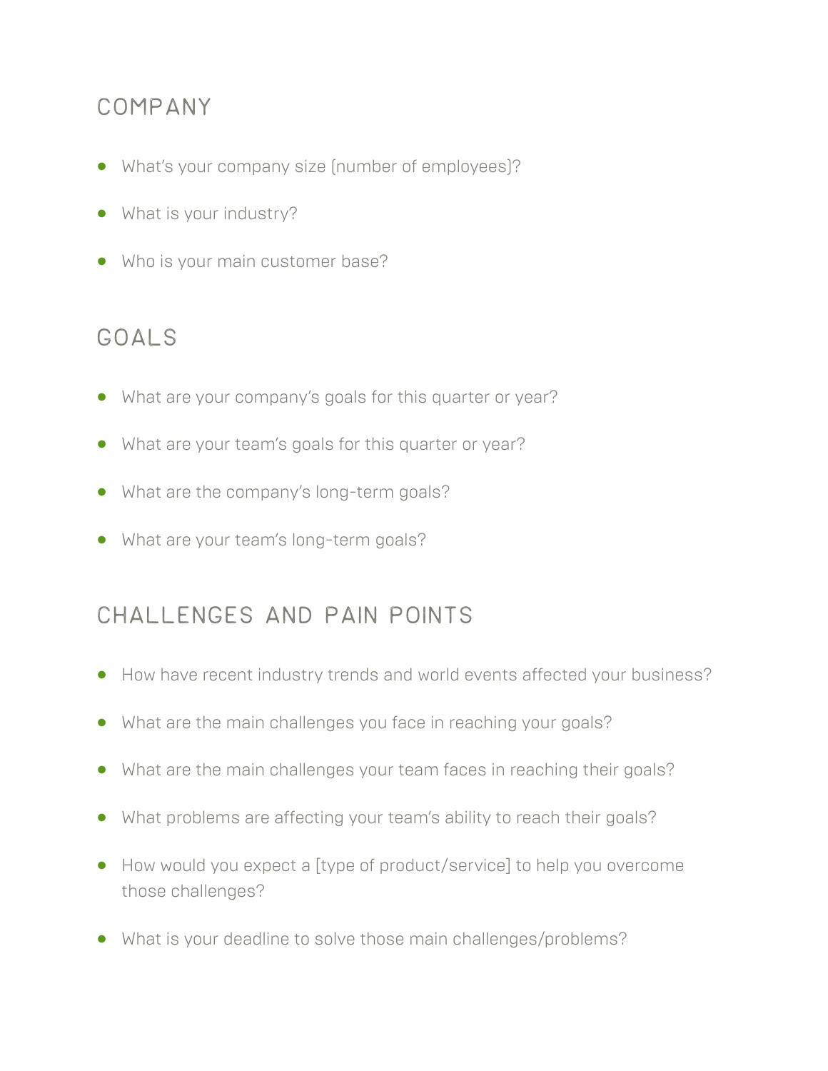## COMPANY

- What's your company size (number of employees)?
- What is your industry?
- Who is your main customer base?

## GOALS

- What are your company's goals for this quarter or year?
- What are your team's goals for this quarter or year?
- What are the company's long-term goals?
- What are your team's long-term goals?

## CHALLENGES AND PAIN POINTS

- How have recent industry trends and world events affected your business?
- What are the main challenges you face in reaching your goals?
- What are the main challenges your team faces in reaching their goals?
- What problems are affecting your team's ability to reach their goals?
- How would you expect a [type of product/service] to help you overcome those challenges?
- What is your deadline to solve those main challenges/problems?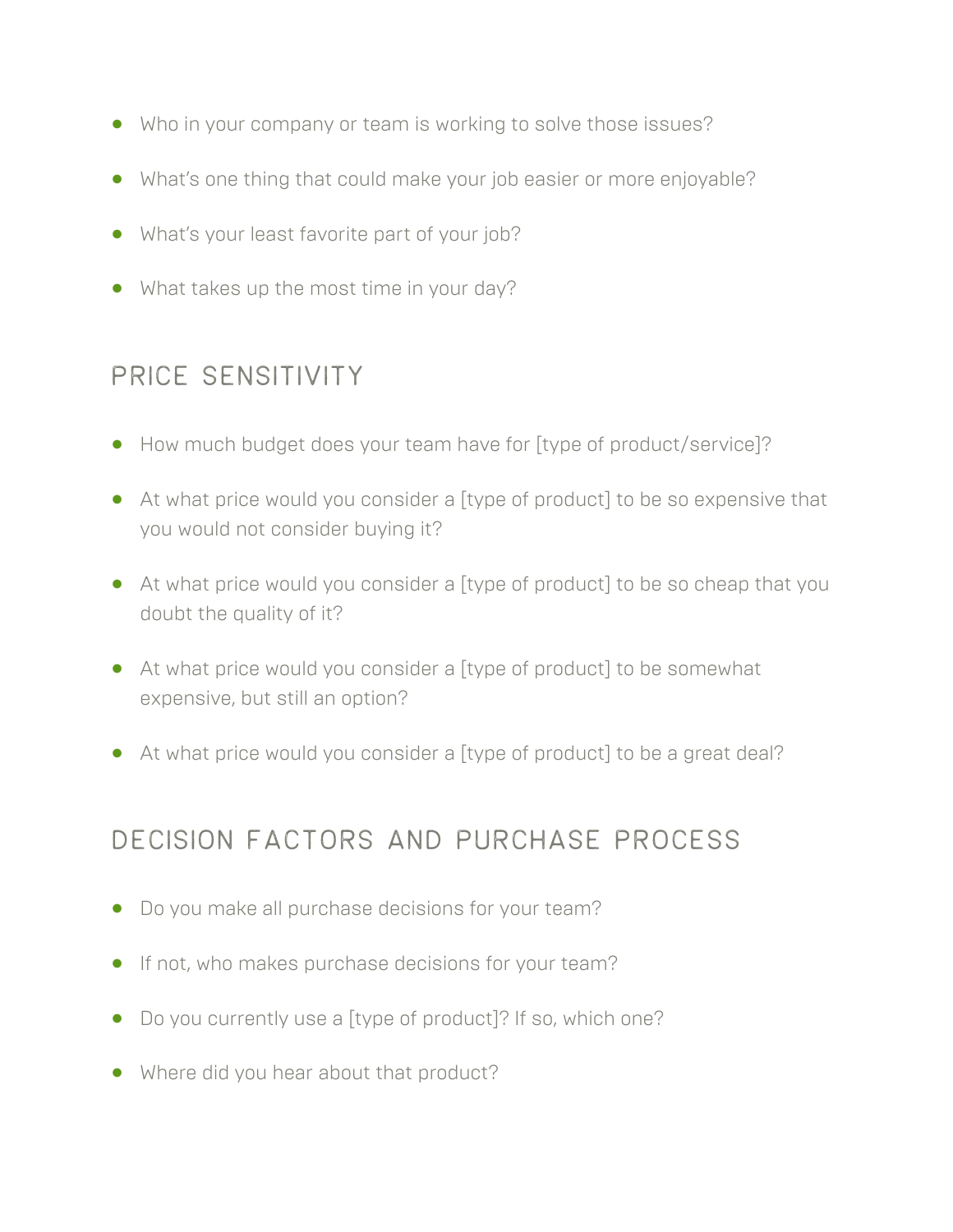- Who in your company or team is working to solve those issues?
- What's one thing that could make your job easier or more enjoyable?
- What's your least favorite part of your job?
- What takes up the most time in your day?

## PRICE SENSITIVITY

- How much budget does your team have for [type of product/service]?
- At what price would you consider a [type of product] to be so expensive that you would not consider buying it?
- At what price would you consider a [type of product] to be so cheap that you doubt the quality of it?
- At what price would you consider a [type of product] to be somewhat expensive, but still an option?
- At what price would you consider a [type of product] to be a great deal?

## DECISION FACTORS AND PURCHASE PROCESS

- Do you make all purchase decisions for your team?
- If not, who makes purchase decisions for your team?
- Do you currently use a [type of product]? If so, which one?
- Where did you hear about that product?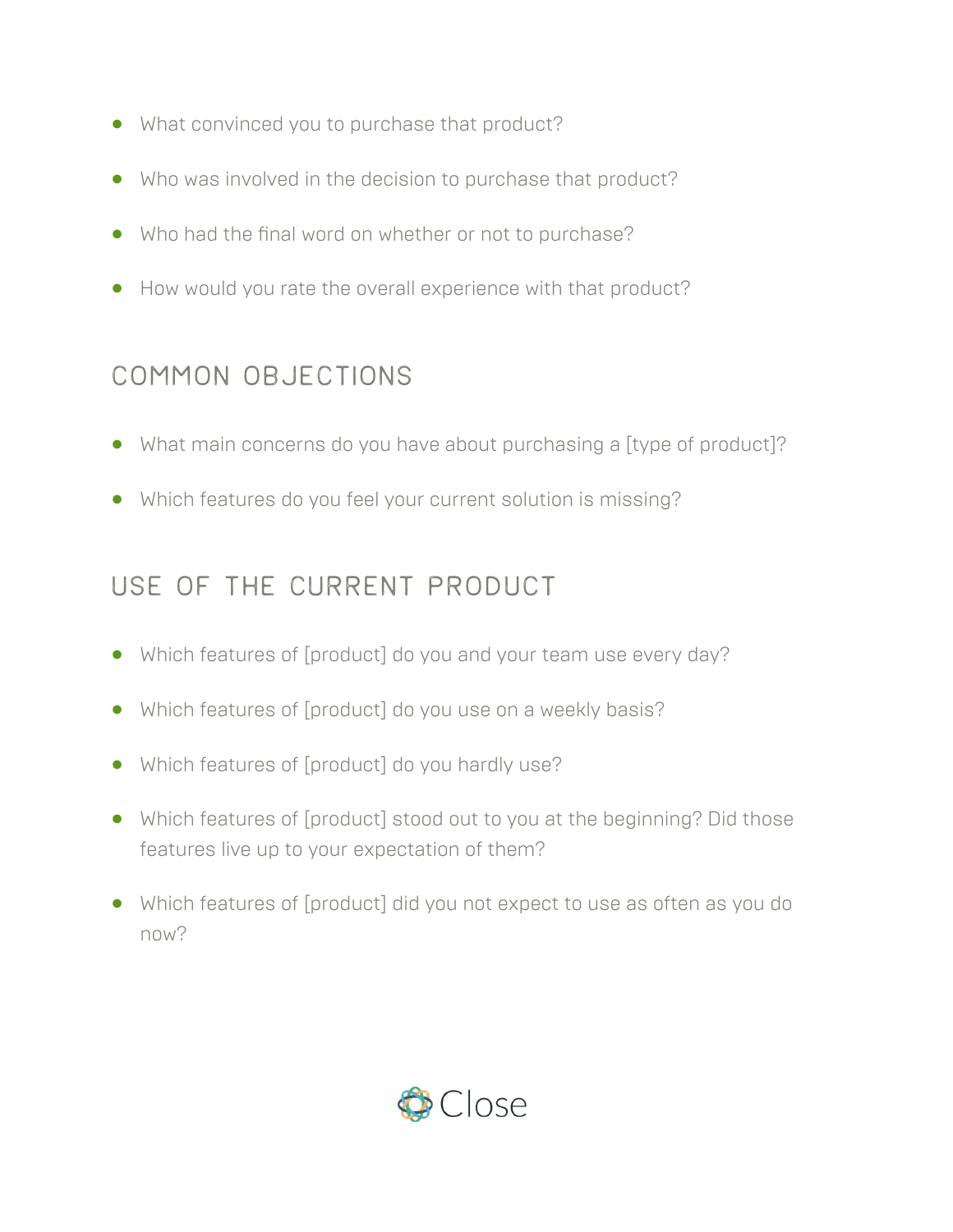- What convinced you to purchase that product?
- Who was involved in the decision to purchase that product?
- Who had the final word on whether or not to purchase?
- How would you rate the overall experience with that product?

## COMMON OBJECTIONS

- What main concerns do you have about purchasing a [type of product]?
- Which features do you feel your current solution is missing?

## USE OF THE CURRENT PRODUCT

- Which features of [product] do you and your team use every day?
- Which features of [product] do you use on a weekly basis?
- Which features of [product] do you hardly use?
- Which features of [product] stood out to you at the beginning? Did those features live up to your expectation of them?
- Which features of [product] did you not expect to use as often as you do now?